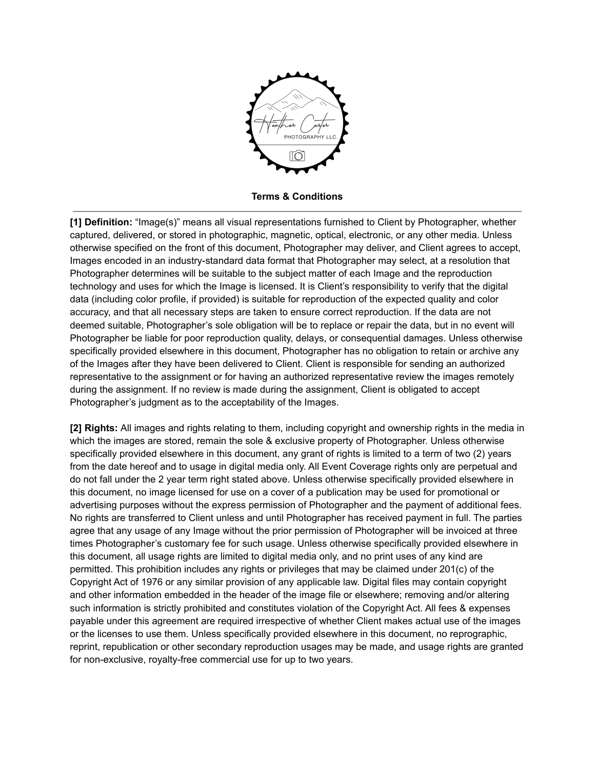# Terms & Conditions

**[1] Definition:** "Image(s)" means all visual representations furnished to Client by Photographer, whether captured, delivered, or stored in photographic, magnetic, optical, electronic, or any other media. Unless otherwise specified on the front of this document, Photographer may deliver, and Client agrees to accept, Images encoded in an industry-standard data format that Photographer may select, at a resolution that Photographer determines will be suitable to the subject matter of each Image and the reproduction technology and uses for which the Image is licensed. It is Client's responsibility to verify that the digital data (including color profile, if provided) is suitable for reproduction of the expected quality and color accuracy, and that all necessary steps are taken to ensure correct reproduction. If the data are not deemed suitable, Photographer's sole obligation will be to replace or repair the data, but in no event will Photographer be liable for poor reproduction quality, delays, or consequential damages. Unless otherwise specifically provided elsewhere in this document, Photographer has no obligation to retain or archive any of the Images after they have been delivered to Client. Client is responsible for sending an authorized representative to the assignment or for having an authorized representative review the images remotely during the assignment. If no review is made during the assignment, Client is obligated to accept Photographer's judgment as to the acceptability of the Images.

**[2] Rights:** All images and rights relating to them, including copyright and ownership rights in the media in which the images are stored, remain the sole & exclusive property of Photographer. Unless otherwise specifically provided elsewhere in this document, any grant of rights is limited to a term of two (2) years from the date hereof and to usage in digital media only. All Event Coverage rights only are perpetual and do not fall under the 2 year term right stated above. Unless otherwise specifically provided elsewhere in this document, no image licensed for use on a cover of a publication may be used for promotional or advertising purposes without the express permission of Photographer and the payment of additional fees. No rights are transferred to Client unless and until Photographer has received payment in full. The parties agree that any usage of any Image without the prior permission of Photographer will be invoiced at three times Photographer's customary fee for such usage. Unless otherwise specifically provided elsewhere in this document, all usage rights are limited to digital media only, and no print uses of any kind are permitted. This prohibition includes any rights or privileges that may be claimed under 201(c) of the Copyright Act of 1976 or any similar provision of any applicable law. Digital files may contain copyright and other information embedded in the header of the image file or elsewhere; removing and/or altering such information is strictly prohibited and constitutes violation of the Copyright Act. All fees & expenses payable under this agreement are required irrespective of whether Client makes actual use of the images or the licenses to use them. Unless specifically provided elsewhere in this document, no reprographic, reprint, republication or other secondary reproduction usages may be made, and usage rights are granted for non-exclusive, royalty-free commercial use for up to two years.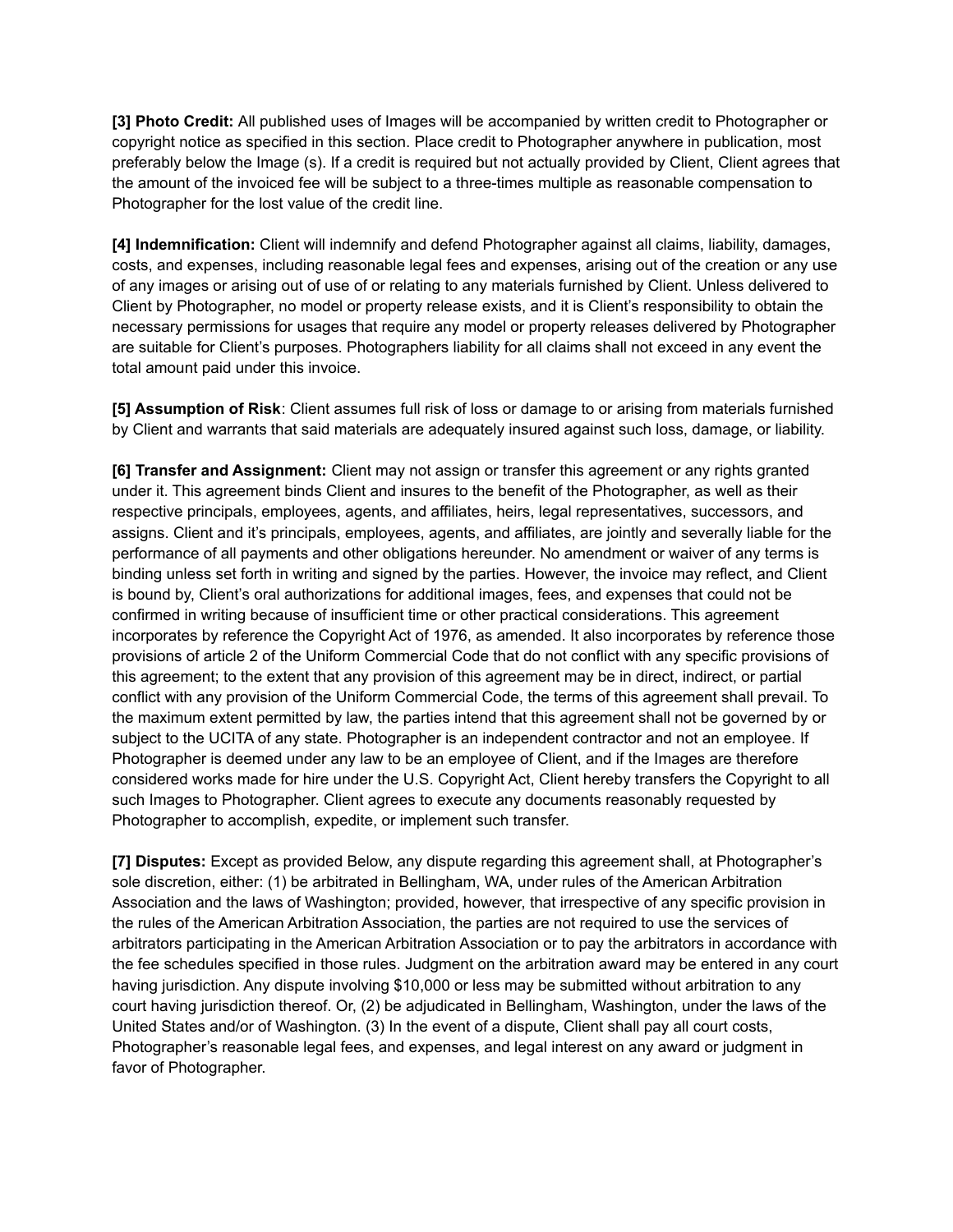**[3] Photo Credit:** All published uses of Images will be accompanied by written credit to Photographer or copyright notice as specified in this section. Place credit to Photographer anywhere in publication, most preferably below the Image (s). If a credit is required but not actually provided by Client, Client agrees that the amount of the invoiced fee will be subject to a three-times multiple as reasonable compensation to Photographer for the lost value of the credit line.

**[4] Indemnification:** Client will indemnify and defend Photographer against all claims, liability, damages, costs, and expenses, including reasonable legal fees and expenses, arising out of the creation or any use of any images or arising out of use of or relating to any materials furnished by Client. Unless delivered to Client by Photographer, no model or property release exists, and it is Client's responsibility to obtain the necessary permissions for usages that require any model or property releases delivered by Photographer are suitable for Client's purposes. Photographers liability for all claims shall not exceed in any event the total amount paid under this invoice.

**[5] Assumption of Risk**: Client assumes full risk of loss or damage to or arising from materials furnished by Client and warrants that said materials are adequately insured against such loss, damage, or liability.

**[6] Transfer and Assignment:** Client may not assign or transfer this agreement or any rights granted under it. This agreement binds Client and insures to the benefit of the Photographer, as well as their respective principals, employees, agents, and affiliates, heirs, legal representatives, successors, and assigns. Client and it's principals, employees, agents, and affiliates, are jointly and severally liable for the performance of all payments and other obligations hereunder. No amendment or waiver of any terms is binding unless set forth in writing and signed by the parties. However, the invoice may reflect, and Client is bound by, Client's oral authorizations for additional images, fees, and expenses that could not be confirmed in writing because of insufficient time or other practical considerations. This agreement incorporates by reference the Copyright Act of 1976, as amended. It also incorporates by reference those provisions of article 2 of the Uniform Commercial Code that do not conflict with any specific provisions of this agreement; to the extent that any provision of this agreement may be in direct, indirect, or partial conflict with any provision of the Uniform Commercial Code, the terms of this agreement shall prevail. To the maximum extent permitted by law, the parties intend that this agreement shall not be governed by or subject to the UCITA of any state. Photographer is an independent contractor and not an employee. If Photographer is deemed under any law to be an employee of Client, and if the Images are therefore considered works made for hire under the U.S. Copyright Act, Client hereby transfers the Copyright to all such Images to Photographer. Client agrees to execute any documents reasonably requested by Photographer to accomplish, expedite, or implement such transfer.

**[7] Disputes:** Except as provided Below, any dispute regarding this agreement shall, at Photographer's sole discretion, either: (1) be arbitrated in Bellingham, WA, under rules of the American Arbitration Association and the laws of Washington; provided, however, that irrespective of any specific provision in the rules of the American Arbitration Association, the parties are not required to use the services of arbitrators participating in the American Arbitration Association or to pay the arbitrators in accordance with the fee schedules specified in those rules. Judgment on the arbitration award may be entered in any court having jurisdiction. Any dispute involving $10,000 or less may be submitted without arbitration to any court having jurisdiction thereof. Or, (2) be adjudicated in Bellingham, Washington, under the laws of the United States and/or of Washington. (3) In the event of a dispute, Client shall pay all court costs, Photographer's reasonable legal fees, and expenses, and legal interest on any award or judgment in favor of Photographer.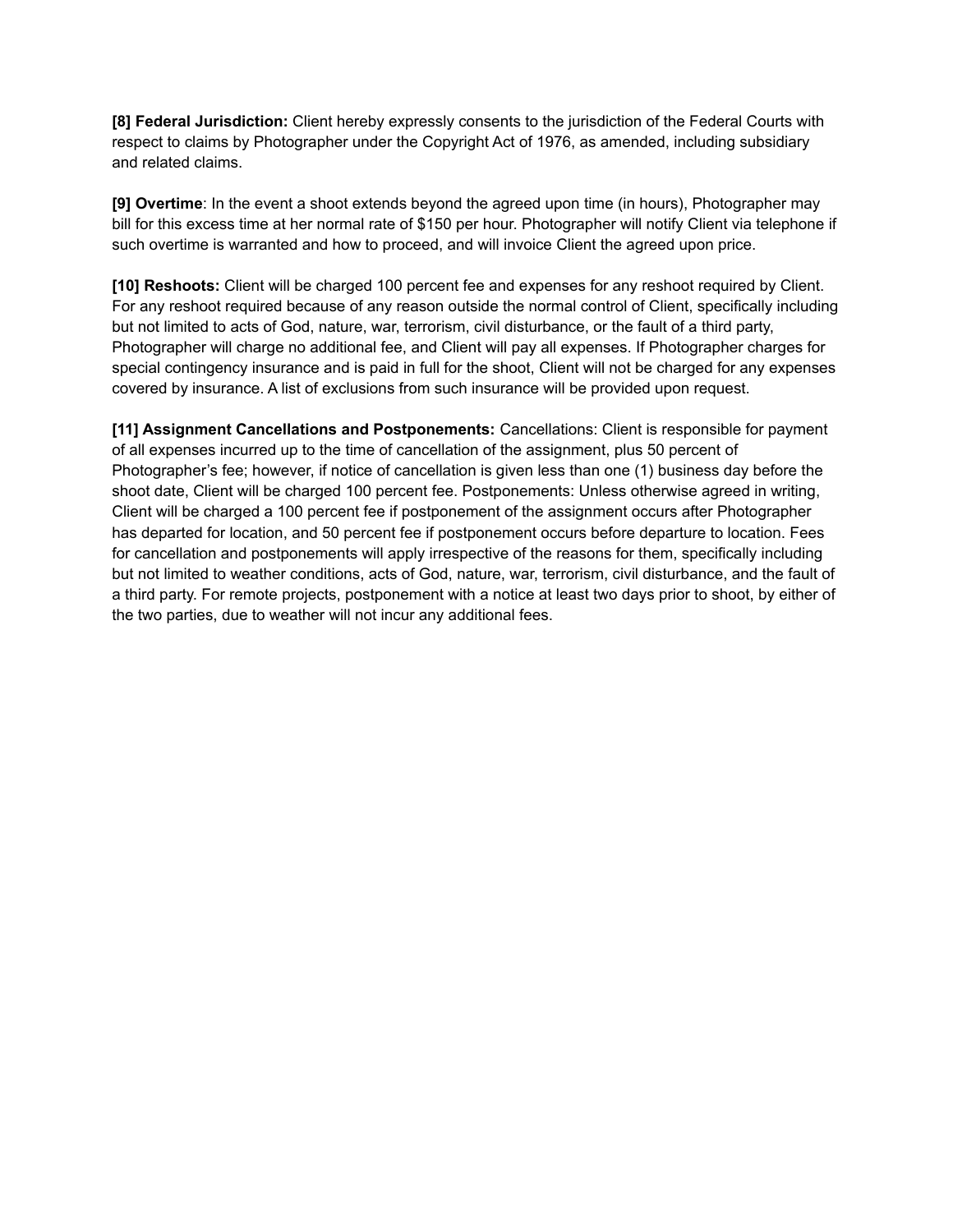**[8] Federal Jurisdiction:** Client hereby expressly consents to the jurisdiction of the Federal Courts with respect to claims by Photographer under the Copyright Act of 1976, as amended, including subsidiary and related claims.

**[9] Overtime**: In the event a shoot extends beyond the agreed upon time (in hours), Photographer may bill for this excess time at her normal rate of $150 per hour. Photographer will notify Client via telephone if such overtime is warranted and how to proceed, and will invoice Client the agreed upon price.

**[10] Reshoots:** Client will be charged 100 percent fee and expenses for any reshoot required by Client. For any reshoot required because of any reason outside the normal control of Client, specifically including but not limited to acts of God, nature, war, terrorism, civil disturbance, or the fault of a third party, Photographer will charge no additional fee, and Client will pay all expenses. If Photographer charges for special contingency insurance and is paid in full for the shoot, Client will not be charged for any expenses covered by insurance. A list of exclusions from such insurance will be provided upon request.

**[11] Assignment Cancellations and Postponements:** Cancellations: Client is responsible for payment of all expenses incurred up to the time of cancellation of the assignment, plus 50 percent of Photographer's fee; however, if notice of cancellation is given less than one (1) business day before the shoot date, Client will be charged 100 percent fee. Postponements: Unless otherwise agreed in writing, Client will be charged a 100 percent fee if postponement of the assignment occurs after Photographer has departed for location, and 50 percent fee if postponement occurs before departure to location. Fees for cancellation and postponements will apply irrespective of the reasons for them, specifically including but not limited to weather conditions, acts of God, nature, war, terrorism, civil disturbance, and the fault of a third party. For remote projects, postponement with a notice at least two days prior to shoot, by either of the two parties, due to weather will not incur any additional fees.